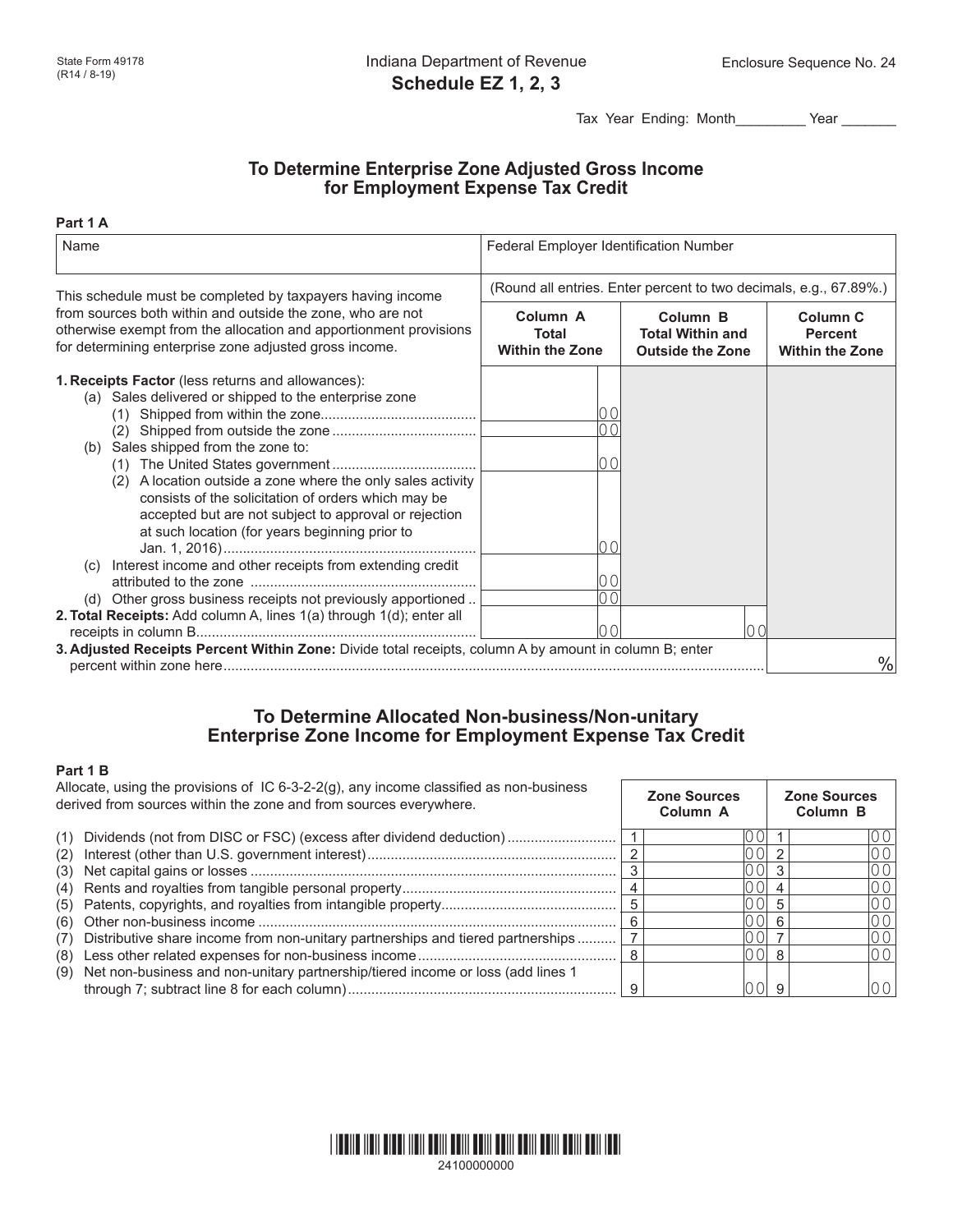State Form 49178
(R14 / 8-19)

Indiana Department of Revenue

# Schedule EZ 1, 2, 3

Enclosure Sequence No. 24

Tax Year Ending: Month_________ Year _______

## To Determine Enterprise Zone Adjusted Gross Income for Employment Expense Tax Credit

**Part 1 A**

| Name | Federal Employer Identification Number | | |
|---|---|---|---|
| This schedule must be completed by taxpayers having income from sources both within and outside the zone, who are not otherwise exempt from the allocation and apportionment provisions for determining enterprise zone adjusted gross income. | (Round all entries. Enter percent to two decimals, e.g., 67.89%.) | | |
| | **Column A Total Within the Zone** | **Column B Total Within and Outside the Zone** | **Column C Percent Within the Zone** |
| **1. Receipts Factor** (less returns and allowances): | | | |
| (a) Sales delivered or shipped to the enterprise zone | | | |
| (1) Shipped from within the zone | 00 | | |
| (2) Shipped from outside the zone | 00 | | |
| (b) Sales shipped from the zone to: | | | |
| (1) The United States government | 00 | | |
| (2) A location outside a zone where the only sales activity consists of the solicitation of orders which may be accepted but are not subject to approval or rejection at such location (for years beginning prior to Jan. 1, 2016) | 00 | | |
| (c) Interest income and other receipts from extending credit attributed to the zone | 00 | | |
| (d) Other gross business receipts not previously apportioned | 00 | | |
| **2. Total Receipts:** Add column A, lines 1(a) through 1(d); enter all receipts in column B | 00 | 00 | |
| **3. Adjusted Receipts Percent Within Zone:** Divide total receipts, column A by amount in column B; enter percent within zone here | | | % |

## To Determine Allocated Non-business/Non-unitary Enterprise Zone Income for Employment Expense Tax Credit

**Part 1 B**

Allocate, using the provisions of IC 6-3-2-2(g), any income classified as non-business derived from sources within the zone and from sources everywhere.

| | | Zone Sources Column A | | Zone Sources Column B |
|---|---|---|---|---|
| (1) Dividends (not from DISC or FSC) (excess after dividend deduction) | 1 | 00 | 1 | 00 |
| (2) Interest (other than U.S. government interest) | 2 | 00 | 2 | 00 |
| (3) Net capital gains or losses | 3 | 00 | 3 | 00 |
| (4) Rents and royalties from tangible personal property | 4 | 00 | 4 | 00 |
| (5) Patents, copyrights, and royalties from intangible property | 5 | 00 | 5 | 00 |
| (6) Other non-business income | 6 | 00 | 6 | 00 |
| (7) Distributive share income from non-unitary partnerships and tiered partnerships | 7 | 00 | 7 | 00 |
| (8) Less other related expenses for non-business income | 8 | 00 | 8 | 00 |
| (9) Net non-business and non-unitary partnership/tiered income or loss (add lines 1 through 7; subtract line 8 for each column) | 9 | 00 | 9 | 00 |

24100000000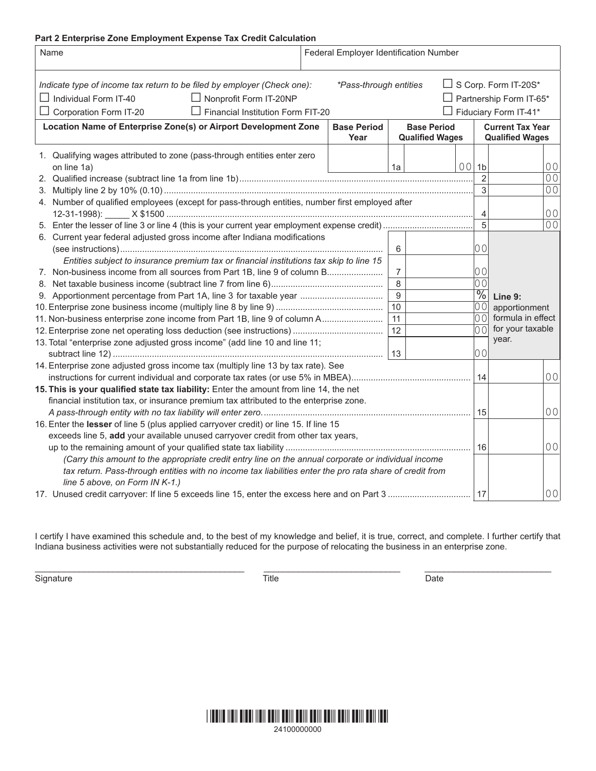**Part 2 Enterprise Zone Employment Expense Tax Credit Calculation**

| Name | Federal Employer Identification Number |
|---|---|
| | |

*Indicate type of income tax return to be filed by employer (Check one):* *\*Pass-through entities*

☐ Individual Form IT-40 ☐ Nonprofit Form IT-20NP ☐ S Corp. Form IT-20S*

☐ Corporation Form IT-20 ☐ Financial Institution Form FIT-20 ☐ Partnership Form IT-65*

☐ Fiduciary Form IT-41*

| Location Name of Enterprise Zone(s) or Airport Development Zone | Base Period Year | | Base Period Qualified Wages | | Current Tax Year Qualified Wages |
|---|---|---|---|---|---|
| 1. Qualifying wages attributed to zone (pass-through entities enter zero on line 1a) | | 1a | 00 | 1b | 00 |
| 2. Qualified increase (subtract line 1a from line 1b) | | | | 2 | 00 |
| 3. Multiply line 2 by 10% (0.10) | | | | 3 | 00 |
| 4. Number of qualified employees (except for pass-through entities, number first employed after 12-31-1998): _____ X $1500 | | | | 4 | 00 |
| 5. Enter the lesser of line 3 or line 4 (this is your current year employment expense credit) | | | | 5 | 00 |
| 6. Current year federal adjusted gross income after Indiana modifications (see instructions) | | 6 | 00 | | |
| *Entities subject to insurance premium tax or financial institutions tax skip to line 15* | | | | | |
| 7. Non-business income from all sources from Part 1B, line 9 of column B | | 7 | 00 | | |
| 8. Net taxable business income (subtract line 7 from line 6) | | 8 | 00 | | |
| 9. Apportionment percentage from Part 1A, line 3 for taxable year | | 9 | % | | **Line 9:** apportionment formula in effect for your taxable year. |
| 10. Enterprise zone business income (multiply line 8 by line 9) | | 10 | 00 | | |
| 11. Non-business enterprise zone income from Part 1B, line 9 of column A | | 11 | 00 | | |
| 12. Enterprise zone net operating loss deduction (see instructions) | | 12 | 00 | | |
| 13. Total "enterprise zone adjusted gross income" (add line 10 and line 11; subtract line 12) | | 13 | 00 | | |
| 14. Enterprise zone adjusted gross income tax (multiply line 13 by tax rate). See instructions for current individual and corporate tax rates (or use 5% in MBEA) | | | | 14 | 00 |
| **15. This is your qualified state tax liability:** Enter the amount from line 14, the net financial institution tax, or insurance premium tax attributed to the enterprise zone. *A pass-through entity with no tax liability will enter zero.* | | | | 15 | 00 |
| 16. Enter the **lesser** of line 5 (plus applied carryover credit) or line 15. If line 15 exceeds line 5, **add** your available unused carryover credit from other tax years, up to the remaining amount of your qualified state tax liability | | | | 16 | 00 |
| *(Carry this amount to the appropriate credit entry line on the annual corporate or individual income tax return. Pass-through entities with no income tax liabilities enter the pro rata share of credit from line 5 above, on Form IN K-1.)* | | | | | |
| 17. Unused credit carryover: If line 5 exceeds line 15, enter the excess here and on Part 3 | | | | 17 | 00 |

I certify I have examined this schedule and, to the best of my knowledge and belief, it is true, correct, and complete. I further certify that Indiana business activities were not substantially reduced for the purpose of relocating the business in an enterprise zone.

_______________________ _______________________ _______________________

Signature Title Date

24100000000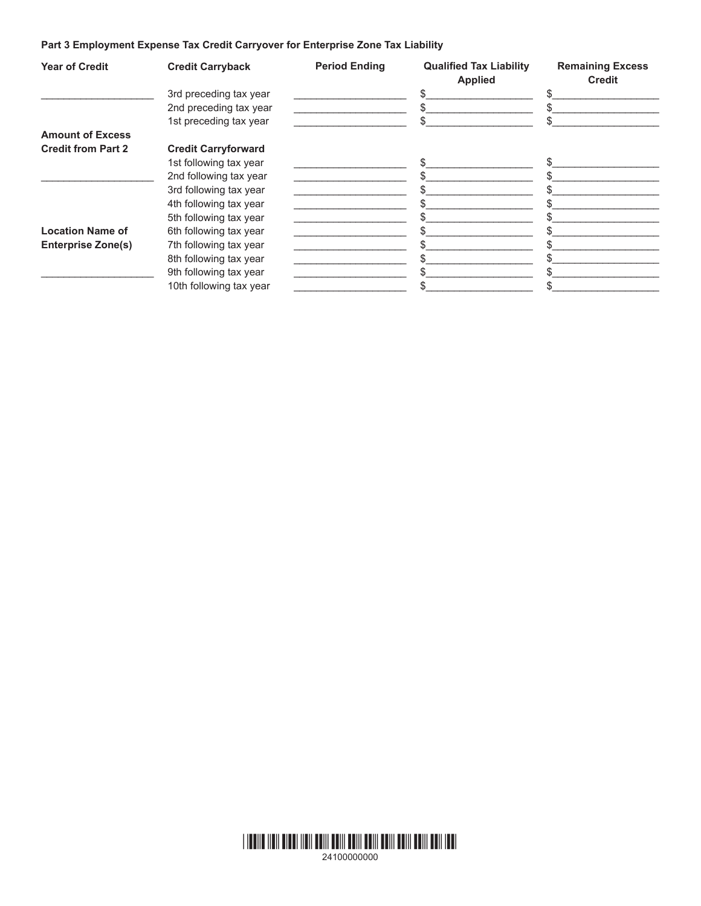**Part 3 Employment Expense Tax Credit Carryover for Enterprise Zone Tax Liability**

| Year of Credit | Credit Carryback | Period Ending | Qualified Tax Liability Applied | Remaining Excess Credit |
|---|---|---|---|---|
| ____________________ | 3rd preceding tax year | ____________________ | $__________________ | $__________________ |
| | 2nd preceding tax year | ____________________ | $__________________ | $__________________ |
| | 1st preceding tax year | ____________________ | $__________________ | $__________________ |
| **Amount of Excess Credit from Part 2** | **Credit Carryforward** | | | |
| | 1st following tax year | ____________________ | $__________________ | $__________________ |
| ____________________ | 2nd following tax year | ____________________ | $__________________ | $__________________ |
| | 3rd following tax year | ____________________ | $__________________ | $__________________ |
| | 4th following tax year | ____________________ | $__________________ | $__________________ |
| | 5th following tax year | ____________________ | $__________________ | $__________________ |
| **Location Name of** | 6th following tax year | ____________________ | $__________________ | $__________________ |
| **Enterprise Zone(s)** | 7th following tax year | ____________________ | $__________________ | $__________________ |
| | 8th following tax year | ____________________ | $__________________ | $__________________ |
| ____________________ | 9th following tax year | ____________________ | $__________________ | $__________________ |
| | 10th following tax year | ____________________ | $__________________ | $__________________ |

24100000000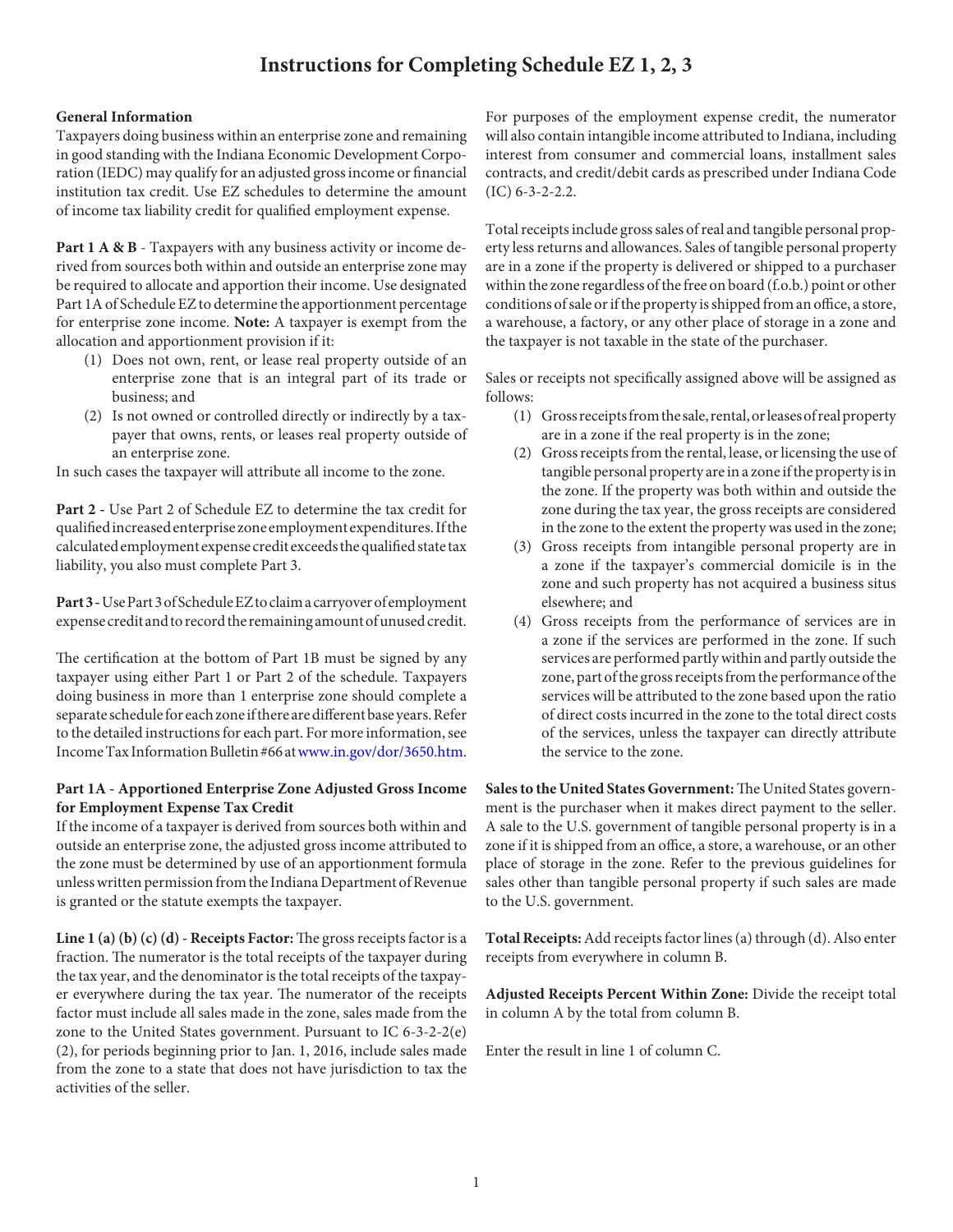# Instructions for Completing Schedule EZ 1, 2, 3

**General Information**

Taxpayers doing business within an enterprise zone and remaining in good standing with the Indiana Economic Development Corporation (IEDC) may qualify for an adjusted gross income or financial institution tax credit. Use EZ schedules to determine the amount of income tax liability credit for qualified employment expense.

**Part 1 A & B** - Taxpayers with any business activity or income derived from sources both within and outside an enterprise zone may be required to allocate and apportion their income. Use designated Part 1A of Schedule EZ to determine the apportionment percentage for enterprise zone income. **Note:** A taxpayer is exempt from the allocation and apportionment provision if it:

(1) Does not own, rent, or lease real property outside of an enterprise zone that is an integral part of its trade or business; and

(2) Is not owned or controlled directly or indirectly by a taxpayer that owns, rents, or leases real property outside of an enterprise zone.

In such cases the taxpayer will attribute all income to the zone.

**Part 2** - Use Part 2 of Schedule EZ to determine the tax credit for qualified increased enterprise zone employment expenditures. If the calculated employment expense credit exceeds the qualified state tax liability, you also must complete Part 3.

**Part 3** - Use Part 3 of Schedule EZ to claim a carryover of employment expense credit and to record the remaining amount of unused credit.

The certification at the bottom of Part 1B must be signed by any taxpayer using either Part 1 or Part 2 of the schedule. Taxpayers doing business in more than 1 enterprise zone should complete a separate schedule for each zone if there are different base years. Refer to the detailed instructions for each part. For more information, see Income Tax Information Bulletin #66 at www.in.gov/dor/3650.htm.

**Part 1A - Apportioned Enterprise Zone Adjusted Gross Income for Employment Expense Tax Credit**

If the income of a taxpayer is derived from sources both within and outside an enterprise zone, the adjusted gross income attributed to the zone must be determined by use of an apportionment formula unless written permission from the Indiana Department of Revenue is granted or the statute exempts the taxpayer.

**Line 1 (a) (b) (c) (d) - Receipts Factor:** The gross receipts factor is a fraction. The numerator is the total receipts of the taxpayer during the tax year, and the denominator is the total receipts of the taxpayer everywhere during the tax year. The numerator of the receipts factor must include all sales made in the zone, sales made from the zone to the United States government. Pursuant to IC 6-3-2-2(e)(2), for periods beginning prior to Jan. 1, 2016, include sales made from the zone to a state that does not have jurisdiction to tax the activities of the seller.

For purposes of the employment expense credit, the numerator will also contain intangible income attributed to Indiana, including interest from consumer and commercial loans, installment sales contracts, and credit/debit cards as prescribed under Indiana Code (IC) 6-3-2-2.2.

Total receipts include gross sales of real and tangible personal property less returns and allowances. Sales of tangible personal property are in a zone if the property is delivered or shipped to a purchaser within the zone regardless of the free on board (f.o.b.) point or other conditions of sale or if the property is shipped from an office, a store, a warehouse, a factory, or any other place of storage in a zone and the taxpayer is not taxable in the state of the purchaser.

Sales or receipts not specifically assigned above will be assigned as follows:

(1) Gross receipts from the sale, rental, or leases of real property are in a zone if the real property is in the zone;

(2) Gross receipts from the rental, lease, or licensing the use of tangible personal property are in a zone if the property is in the zone. If the property was both within and outside the zone during the tax year, the gross receipts are considered in the zone to the extent the property was used in the zone;

(3) Gross receipts from intangible personal property are in a zone if the taxpayer's commercial domicile is in the zone and such property has not acquired a business situs elsewhere; and

(4) Gross receipts from the performance of services are in a zone if the services are performed in the zone. If such services are performed partly within and partly outside the zone, part of the gross receipts from the performance of the services will be attributed to the zone based upon the ratio of direct costs incurred in the zone to the total direct costs of the services, unless the taxpayer can directly attribute the service to the zone.

**Sales to the United States Government:** The United States government is the purchaser when it makes direct payment to the seller. A sale to the U.S. government of tangible personal property is in a zone if it is shipped from an office, a store, a warehouse, or an other place of storage in the zone. Refer to the previous guidelines for sales other than tangible personal property if such sales are made to the U.S. government.

**Total Receipts:** Add receipts factor lines (a) through (d). Also enter receipts from everywhere in column B.

**Adjusted Receipts Percent Within Zone:** Divide the receipt total in column A by the total from column B.

Enter the result in line 1 of column C.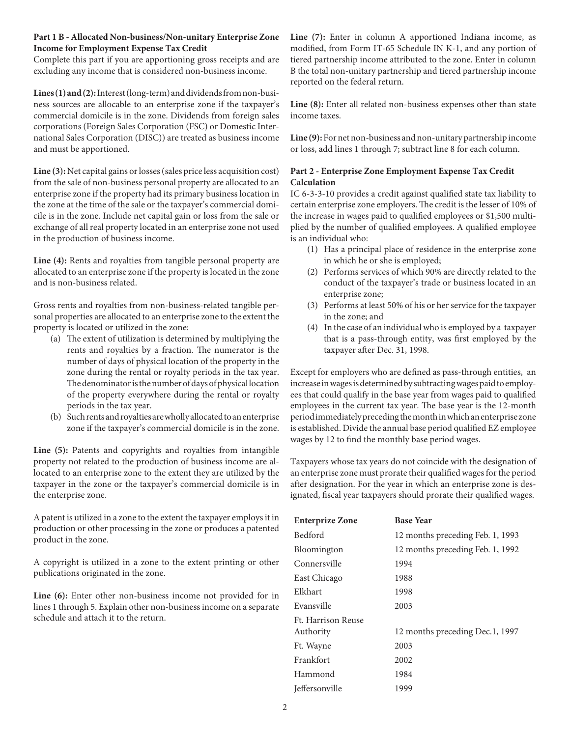**Part 1 B - Allocated Non-business/Non-unitary Enterprise Zone Income for Employment Expense Tax Credit**

Complete this part if you are apportioning gross receipts and are excluding any income that is considered non-business income.

**Lines (1) and (2):** Interest (long-term) and dividends from non-business sources are allocable to an enterprise zone if the taxpayer's commercial domicile is in the zone. Dividends from foreign sales corporations (Foreign Sales Corporation (FSC) or Domestic International Sales Corporation (DISC)) are treated as business income and must be apportioned.

**Line (3):** Net capital gains or losses (sales price less acquisition cost) from the sale of non-business personal property are allocated to an enterprise zone if the property had its primary business location in the zone at the time of the sale or the taxpayer's commercial domicile is in the zone. Include net capital gain or loss from the sale or exchange of all real property located in an enterprise zone not used in the production of business income.

**Line (4):** Rents and royalties from tangible personal property are allocated to an enterprise zone if the property is located in the zone and is non-business related.

Gross rents and royalties from non-business-related tangible personal properties are allocated to an enterprise zone to the extent the property is located or utilized in the zone:

(a) The extent of utilization is determined by multiplying the rents and royalties by a fraction. The numerator is the number of days of physical location of the property in the zone during the rental or royalty periods in the tax year. The denominator is the number of days of physical location of the property everywhere during the rental or royalty periods in the tax year.

(b) Such rents and royalties are wholly allocated to an enterprise zone if the taxpayer's commercial domicile is in the zone.

**Line (5):** Patents and copyrights and royalties from intangible property not related to the production of business income are allocated to an enterprise zone to the extent they are utilized by the taxpayer in the zone or the taxpayer's commercial domicile is in the enterprise zone.

A patent is utilized in a zone to the extent the taxpayer employs it in production or other processing in the zone or produces a patented product in the zone.

A copyright is utilized in a zone to the extent printing or other publications originated in the zone.

**Line (6):** Enter other non-business income not provided for in lines 1 through 5. Explain other non-business income on a separate schedule and attach it to the return.

**Line (7):** Enter in column A apportioned Indiana income, as modified, from Form IT-65 Schedule IN K-1, and any portion of tiered partnership income attributed to the zone. Enter in column B the total non-unitary partnership and tiered partnership income reported on the federal return.

**Line (8):** Enter all related non-business expenses other than state income taxes.

**Line (9):** For net non-business and non-unitary partnership income or loss, add lines 1 through 7; subtract line 8 for each column.

**Part 2 - Enterprise Zone Employment Expense Tax Credit Calculation**

IC 6-3-3-10 provides a credit against qualified state tax liability to certain enterprise zone employers. The credit is the lesser of 10% of the increase in wages paid to qualified employees or $1,500 multiplied by the number of qualified employees. A qualified employee is an individual who:

(1) Has a principal place of residence in the enterprise zone in which he or she is employed;

(2) Performs services of which 90% are directly related to the conduct of the taxpayer's trade or business located in an enterprise zone;

(3) Performs at least 50% of his or her service for the taxpayer in the zone; and

(4) In the case of an individual who is employed by a taxpayer that is a pass-through entity, was first employed by the taxpayer after Dec. 31, 1998.

Except for employers who are defined as pass-through entities, an increase in wages is determined by subtracting wages paid to employees that could qualify in the base year from wages paid to qualified employees in the current tax year. The base year is the 12-month period immediately preceding the month in which an enterprise zone is established. Divide the annual base period qualified EZ employee wages by 12 to find the monthly base period wages.

Taxpayers whose tax years do not coincide with the designation of an enterprise zone must prorate their qualified wages for the period after designation. For the year in which an enterprise zone is designated, fiscal year taxpayers should prorate their qualified wages.

| Enterprize Zone | Base Year |
|---|---|
| Bedford | 12 months preceding Feb. 1, 1993 |
| Bloomington | 12 months preceding Feb. 1, 1992 |
| Connersville | 1994 |
| East Chicago | 1988 |
| Elkhart | 1998 |
| Evansville | 2003 |
| Ft. Harrison Reuse Authority | 12 months preceding Dec.1, 1997 |
| Ft. Wayne | 2003 |
| Frankfort | 2002 |
| Hammond | 1984 |
| Jeffersonville | 1999 |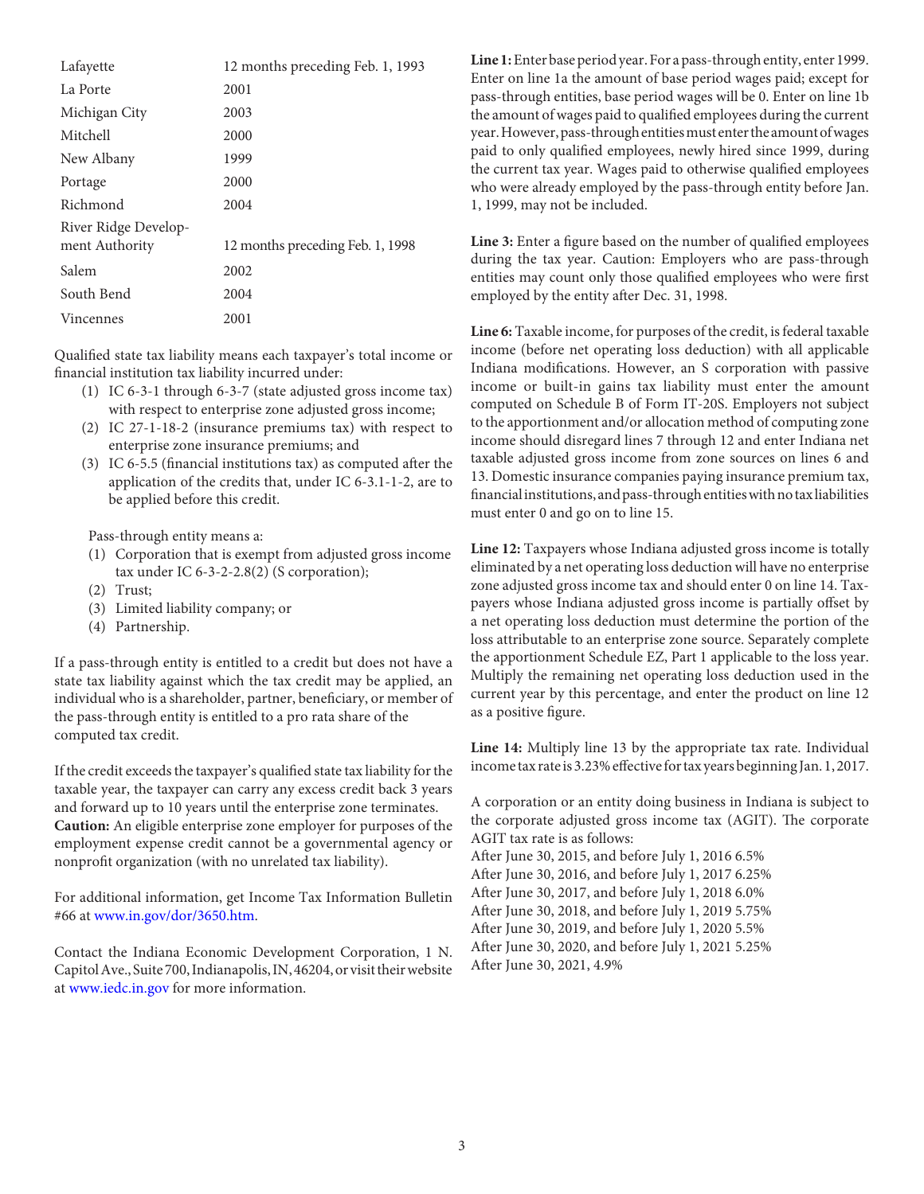| | |
|---|---|
| Lafayette | 12 months preceding Feb. 1, 1993 |
| La Porte | 2001 |
| Michigan City | 2003 |
| Mitchell | 2000 |
| New Albany | 1999 |
| Portage | 2000 |
| Richmond | 2004 |
| River Ridge Development Authority | 12 months preceding Feb. 1, 1998 |
| Salem | 2002 |
| South Bend | 2004 |
| Vincennes | 2001 |

Qualified state tax liability means each taxpayer's total income or financial institution tax liability incurred under:

1. IC 6-3-1 through 6-3-7 (state adjusted gross income tax) with respect to enterprise zone adjusted gross income;
2. IC 27-1-18-2 (insurance premiums tax) with respect to enterprise zone insurance premiums; and
3. IC 6-5.5 (financial institutions tax) as computed after the application of the credits that, under IC 6-3.1-1-2, are to be applied before this credit.

Pass-through entity means a:

1. Corporation that is exempt from adjusted gross income tax under IC 6-3-2-2.8(2) (S corporation);
2. Trust;
3. Limited liability company; or
4. Partnership.

If a pass-through entity is entitled to a credit but does not have a state tax liability against which the tax credit may be applied, an individual who is a shareholder, partner, beneficiary, or member of the pass-through entity is entitled to a pro rata share of the computed tax credit.

If the credit exceeds the taxpayer's qualified state tax liability for the taxable year, the taxpayer can carry any excess credit back 3 years and forward up to 10 years until the enterprise zone terminates. **Caution:** An eligible enterprise zone employer for purposes of the employment expense credit cannot be a governmental agency or nonprofit organization (with no unrelated tax liability).

For additional information, get Income Tax Information Bulletin #66 at www.in.gov/dor/3650.htm.

Contact the Indiana Economic Development Corporation, 1 N. Capitol Ave., Suite 700, Indianapolis, IN, 46204, or visit their website at www.iedc.in.gov for more information.

**Line 1:** Enter base period year. For a pass-through entity, enter 1999. Enter on line 1a the amount of base period wages paid; except for pass-through entities, base period wages will be 0. Enter on line 1b the amount of wages paid to qualified employees during the current year. However, pass-through entities must enter the amount of wages paid to only qualified employees, newly hired since 1999, during the current tax year. Wages paid to otherwise qualified employees who were already employed by the pass-through entity before Jan. 1, 1999, may not be included.

**Line 3:** Enter a figure based on the number of qualified employees during the tax year. Caution: Employers who are pass-through entities may count only those qualified employees who were first employed by the entity after Dec. 31, 1998.

**Line 6:** Taxable income, for purposes of the credit, is federal taxable income (before net operating loss deduction) with all applicable Indiana modifications. However, an S corporation with passive income or built-in gains tax liability must enter the amount computed on Schedule B of Form IT-20S. Employers not subject to the apportionment and/or allocation method of computing zone income should disregard lines 7 through 12 and enter Indiana net taxable adjusted gross income from zone sources on lines 6 and 13. Domestic insurance companies paying insurance premium tax, financial institutions, and pass-through entities with no tax liabilities must enter 0 and go on to line 15.

**Line 12:** Taxpayers whose Indiana adjusted gross income is totally eliminated by a net operating loss deduction will have no enterprise zone adjusted gross income tax and should enter 0 on line 14. Taxpayers whose Indiana adjusted gross income is partially offset by a net operating loss deduction must determine the portion of the loss attributable to an enterprise zone source. Separately complete the apportionment Schedule EZ, Part 1 applicable to the loss year. Multiply the remaining net operating loss deduction used in the current year by this percentage, and enter the product on line 12 as a positive figure.

**Line 14:** Multiply line 13 by the appropriate tax rate. Individual income tax rate is 3.23% effective for tax years beginning Jan. 1, 2017.

A corporation or an entity doing business in Indiana is subject to the corporate adjusted gross income tax (AGIT). The corporate AGIT tax rate is as follows:

After June 30, 2015, and before July 1, 2016 6.5%
After June 30, 2016, and before July 1, 2017 6.25%
After June 30, 2017, and before July 1, 2018 6.0%
After June 30, 2018, and before July 1, 2019 5.75%
After June 30, 2019, and before July 1, 2020 5.5%
After June 30, 2020, and before July 1, 2021 5.25%
After June 30, 2021, 4.9%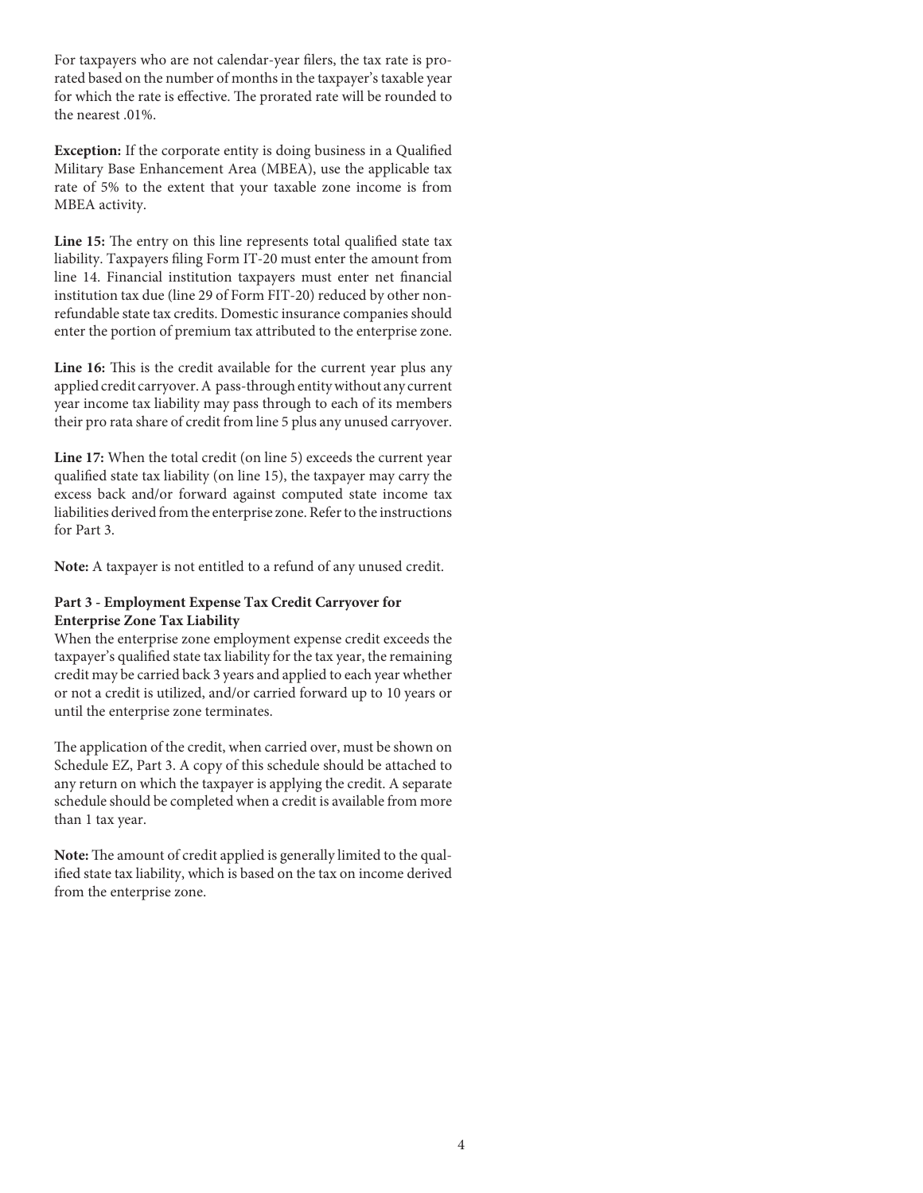For taxpayers who are not calendar-year filers, the tax rate is prorated based on the number of months in the taxpayer's taxable year for which the rate is effective. The prorated rate will be rounded to the nearest .01%.

**Exception:** If the corporate entity is doing business in a Qualified Military Base Enhancement Area (MBEA), use the applicable tax rate of 5% to the extent that your taxable zone income is from MBEA activity.

**Line 15:** The entry on this line represents total qualified state tax liability. Taxpayers filing Form IT-20 must enter the amount from line 14. Financial institution taxpayers must enter net financial institution tax due (line 29 of Form FIT-20) reduced by other nonrefundable state tax credits. Domestic insurance companies should enter the portion of premium tax attributed to the enterprise zone.

**Line 16:** This is the credit available for the current year plus any applied credit carryover. A pass-through entity without any current year income tax liability may pass through to each of its members their pro rata share of credit from line 5 plus any unused carryover.

**Line 17:** When the total credit (on line 5) exceeds the current year qualified state tax liability (on line 15), the taxpayer may carry the excess back and/or forward against computed state income tax liabilities derived from the enterprise zone. Refer to the instructions for Part 3.

**Note:** A taxpayer is not entitled to a refund of any unused credit.

### Part 3 - Employment Expense Tax Credit Carryover for Enterprise Zone Tax Liability

When the enterprise zone employment expense credit exceeds the taxpayer's qualified state tax liability for the tax year, the remaining credit may be carried back 3 years and applied to each year whether or not a credit is utilized, and/or carried forward up to 10 years or until the enterprise zone terminates.

The application of the credit, when carried over, must be shown on Schedule EZ, Part 3. A copy of this schedule should be attached to any return on which the taxpayer is applying the credit. A separate schedule should be completed when a credit is available from more than 1 tax year.

**Note:** The amount of credit applied is generally limited to the qualified state tax liability, which is based on the tax on income derived from the enterprise zone.